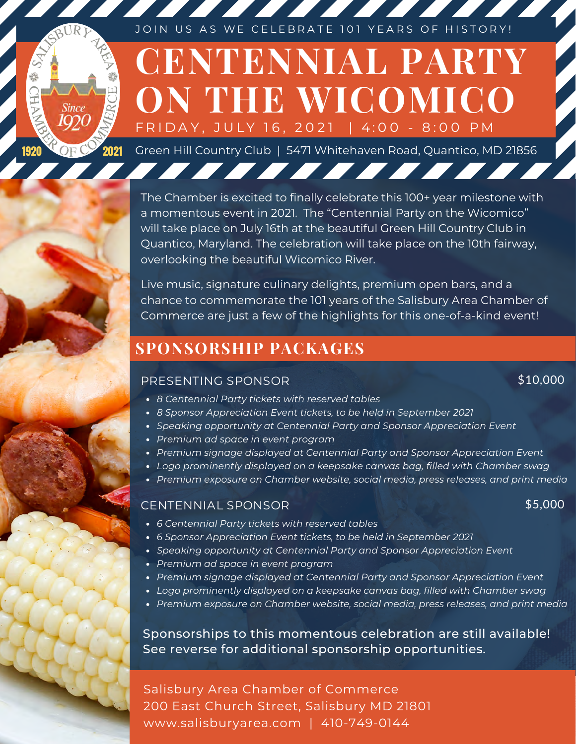JOIN US AS WE CELEBRATE 101 YEARS OF HISTORY!

# CENTENNIAL PARTY ON THE WICOMICO

FRIDAY, JULY 16, 2021 | 4:00 - 8:00 PM

Green Hill Country Club | 5471 Whitehaven Road, Quantico, MD 21856

The Chamber is excited to finally celebrate this 100+ year milestone with a momentous event in 2021. The "Centennial Party on the Wicomico" will take place on July 16th at the beautiful Green Hill Country Club in Quantico, Maryland. The celebration will take place on the 10th fairway, overlooking the beautiful Wicomico River.

Live music, signature culinary delights, premium open bars, and a chance to commemorate the 101 years of the Salisbury Area Chamber of Commerce are just a few of the highlights for this one-of-a-kind event!

## SPONSORSHIP PACKAGES

### PRESENTING SPONSOR — $10,000

- *8 Centennial Party tickets with reserved tables*
- *8 Sponsor Appreciation Event tickets, to be held in September 2021*
- *Speaking opportunity at Centennial Party and Sponsor Appreciation Event*
- *Premium ad space in event program*
- *Premium signage displayed at Centennial Party and Sponsor Appreciation Event*
- *Logo prominently displayed on a keepsake canvas bag, filled with Chamber swag*
- *Premium exposure on Chamber website, social media, press releases, and print media*

### CENTENNIAL SPONSOR — $5,000

- *6 Centennial Party tickets with reserved tables*
- *6 Sponsor Appreciation Event tickets, to be held in September 2021*
- *Speaking opportunity at Centennial Party and Sponsor Appreciation Event*
- *Premium ad space in event program*
- *Premium signage displayed at Centennial Party and Sponsor Appreciation Event*
- *Logo prominently displayed on a keepsake canvas bag, filled with Chamber swag*
- *Premium exposure on Chamber website, social media, press releases, and print media*

Sponsorships to this momentous celebration are still available! See reverse for additional sponsorship opportunities.

Salisbury Area Chamber of Commerce
200 East Church Street, Salisbury MD 21801
www.salisburyarea.com | 410-749-0144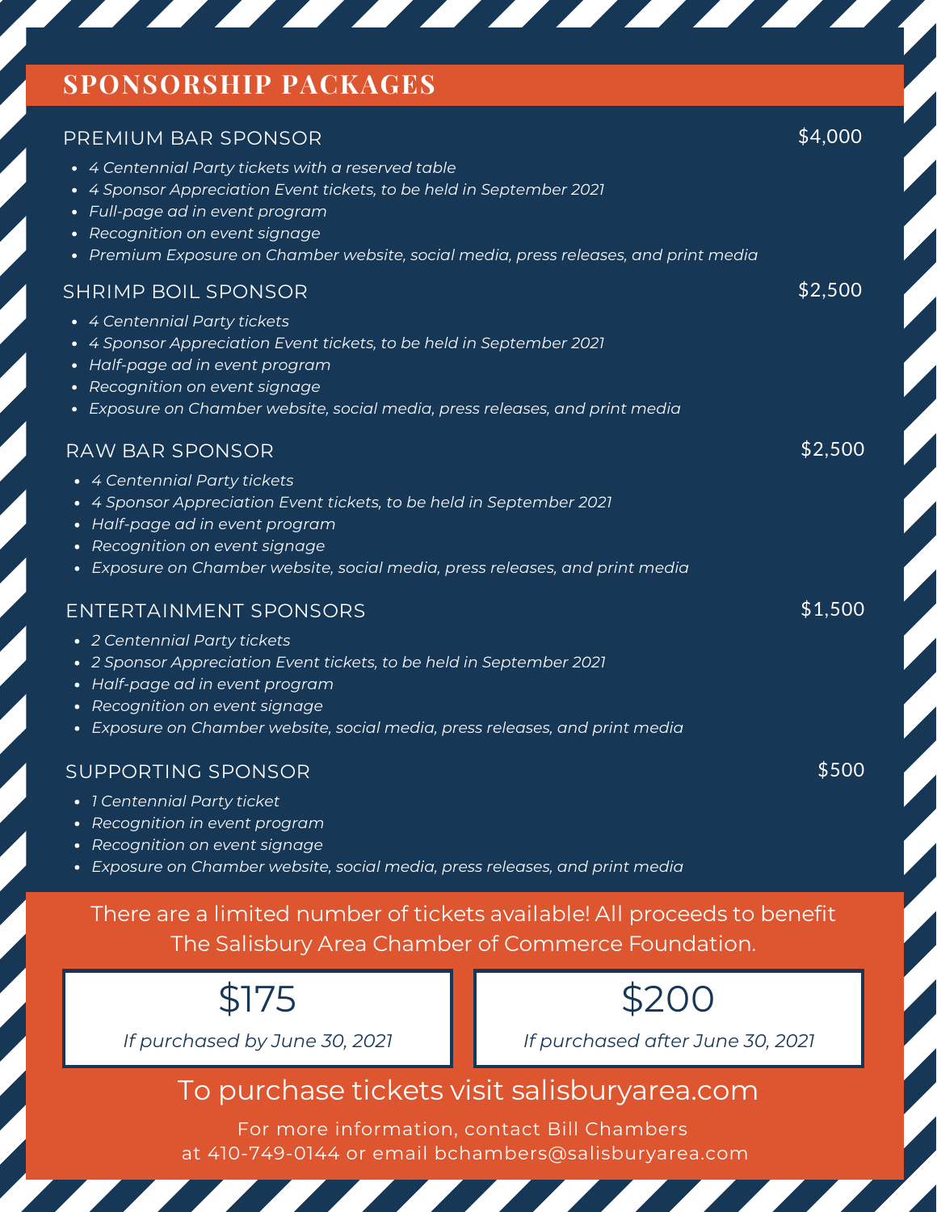## SPONSORSHIP PACKAGES

### PREMIUM BAR SPONSOR — $4,000

- *4 Centennial Party tickets with a reserved table*
- *4 Sponsor Appreciation Event tickets, to be held in September 2021*
- *Full-page ad in event program*
- *Recognition on event signage*
- *Premium Exposure on Chamber website, social media, press releases, and print media*

### SHRIMP BOIL SPONSOR — $2,500

- *4 Centennial Party tickets*
- *4 Sponsor Appreciation Event tickets, to be held in September 2021*
- *Half-page ad in event program*
- *Recognition on event signage*
- *Exposure on Chamber website, social media, press releases, and print media*

### RAW BAR SPONSOR — $2,500

- *4 Centennial Party tickets*
- *4 Sponsor Appreciation Event tickets, to be held in September 2021*
- *Half-page ad in event program*
- *Recognition on event signage*
- *Exposure on Chamber website, social media, press releases, and print media*

### ENTERTAINMENT SPONSORS — $1,500

- *2 Centennial Party tickets*
- *2 Sponsor Appreciation Event tickets, to be held in September 2021*
- *Half-page ad in event program*
- *Recognition on event signage*
- *Exposure on Chamber website, social media, press releases, and print media*

### SUPPORTING SPONSOR — $500

- *1 Centennial Party ticket*
- *Recognition in event program*
- *Recognition on event signage*
- *Exposure on Chamber website, social media, press releases, and print media*

There are a limited number of tickets available! All proceeds to benefit The Salisbury Area Chamber of Commerce Foundation.

| $175 | $200 |
|---|---|
| *If purchased by June 30, 2021* | *If purchased after June 30, 2021* |

To purchase tickets visit salisburyarea.com

For more information, contact Bill Chambers at 410-749-0144 or email bchambers@salisburyarea.com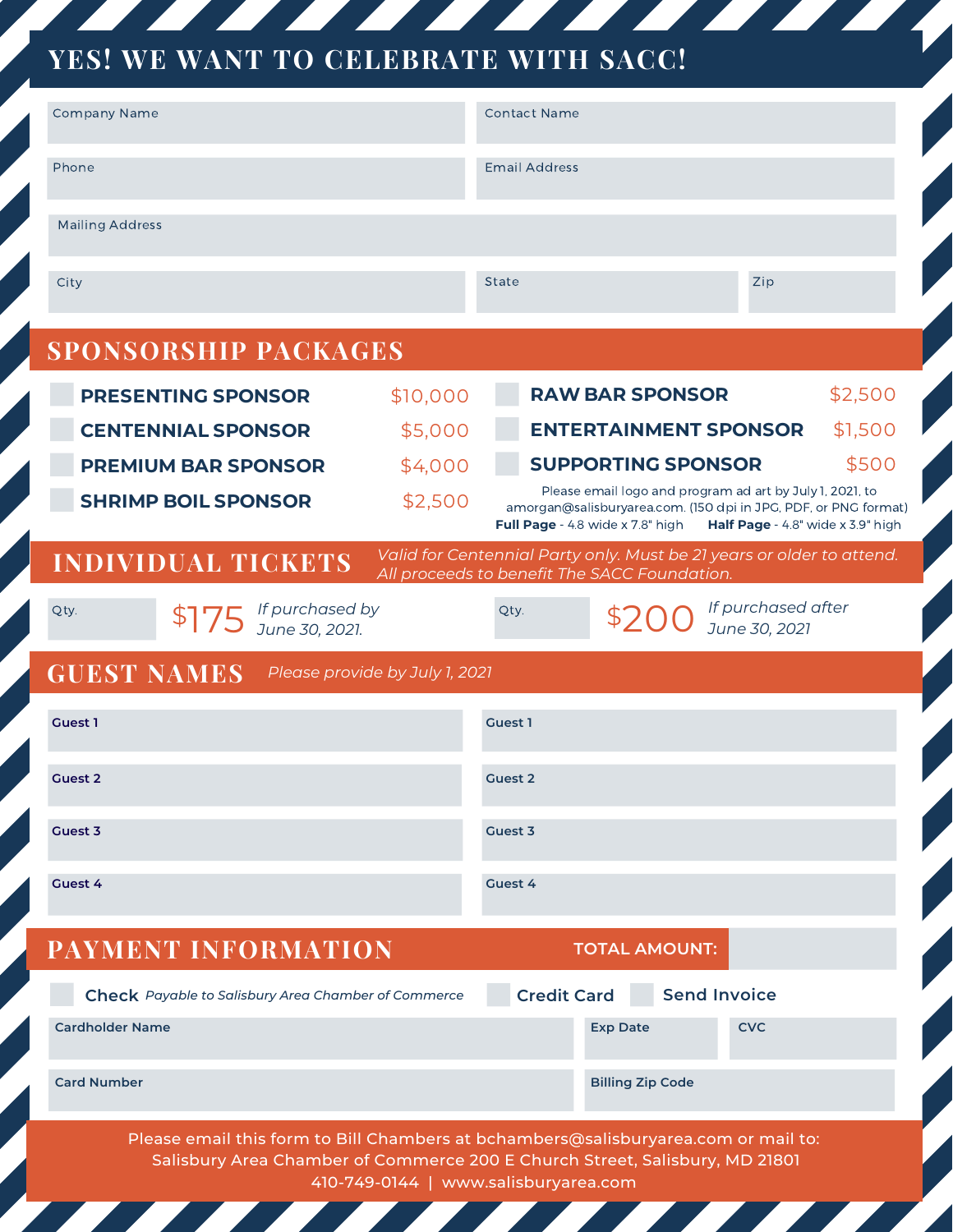# YES! WE WANT TO CELEBRATE WITH SACC!

Company Name

Contact Name

Phone

Email Address

Mailing Address

City

State

Zip

## SPONSORSHIP PACKAGES

- **PRESENTING SPONSOR** $10,000
- **CENTENNIAL SPONSOR** $5,000
- **PREMIUM BAR SPONSOR** $4,000
- **SHRIMP BOIL SPONSOR** $2,500
- **RAW BAR SPONSOR** $2,500
- **ENTERTAINMENT SPONSOR** $1,500
- **SUPPORTING SPONSOR** $500

Please email logo and program ad art by July 1, 2021, to amorgan@salisburyarea.com. (150 dpi in JPG, PDF, or PNG format)

**Full Page** - 4.8 wide x 7.8" high **Half Page** - 4.8" wide x 3.9" high

## INDIVIDUAL TICKETS

*Valid for Centennial Party only. Must be 21 years or older to attend. All proceeds to benefit The SACC Foundation.*

Qty. $175 *If purchased by June 30, 2021.*

Qty. $200 *If purchased after June 30, 2021*

## GUEST NAMES

*Please provide by July 1, 2021*

| **Guest 1** | **Guest 1** |
|---|---|
| **Guest 2** | **Guest 2** |
| **Guest 3** | **Guest 3** |
| **Guest 4** | **Guest 4** |

## PAYMENT INFORMATION

**TOTAL AMOUNT:**

Check *Payable to Salisbury Area Chamber of Commerce*

Credit Card

Send Invoice

**Cardholder Name**

**Exp Date**

**CVC**

**Card Number**

**Billing Zip Code**

Please email this form to Bill Chambers at bchambers@salisburyarea.com or mail to: Salisbury Area Chamber of Commerce 200 E Church Street, Salisbury, MD 21801

410-749-0144 | www.salisburyarea.com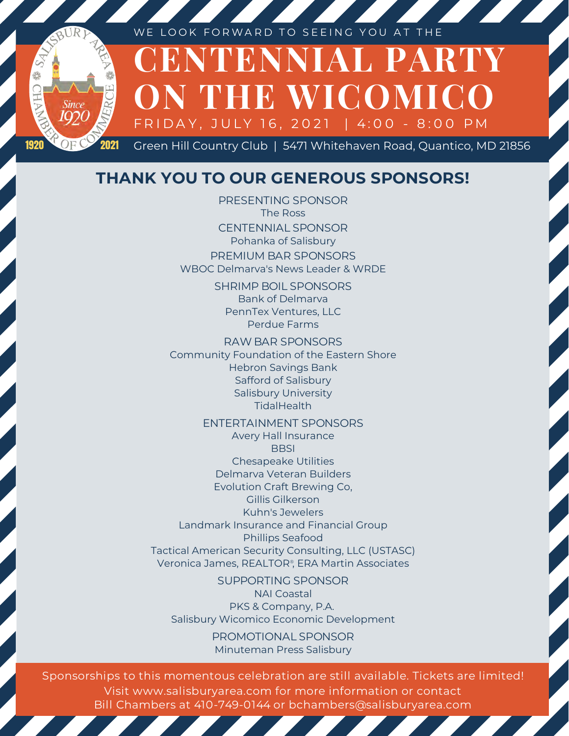WE LOOK FORWARD TO SEEING YOU AT THE

# CENTENNIAL PARTY ON THE WICOMICO

FRIDAY, JULY 16, 2021 | 4:00 - 8:00 PM

Green Hill Country Club | 5471 Whitehaven Road, Quantico, MD 21856

## THANK YOU TO OUR GENEROUS SPONSORS!

PRESENTING SPONSOR
The Ross

CENTENNIAL SPONSOR
Pohanka of Salisbury

PREMIUM BAR SPONSORS
WBOC Delmarva's News Leader & WRDE

SHRIMP BOIL SPONSORS
Bank of Delmarva
PennTex Ventures, LLC
Perdue Farms

RAW BAR SPONSORS
Community Foundation of the Eastern Shore
Hebron Savings Bank
Safford of Salisbury
Salisbury University
TidalHealth

ENTERTAINMENT SPONSORS
Avery Hall Insurance
BBSI
Chesapeake Utilities
Delmarva Veteran Builders
Evolution Craft Brewing Co,
Gillis Gilkerson
Kuhn's Jewelers
Landmark Insurance and Financial Group
Phillips Seafood
Tactical American Security Consulting, LLC (USTASC)
Veronica James, REALTOR®, ERA Martin Associates

SUPPORTING SPONSOR
NAI Coastal
PKS & Company, P.A.
Salisbury Wicomico Economic Development

PROMOTIONAL SPONSOR
Minuteman Press Salisbury

Sponsorships to this momentous celebration are still available. Tickets are limited!
Visit www.salisburyarea.com for more information or contact
Bill Chambers at 410-749-0144 or bchambers@salisburyarea.com